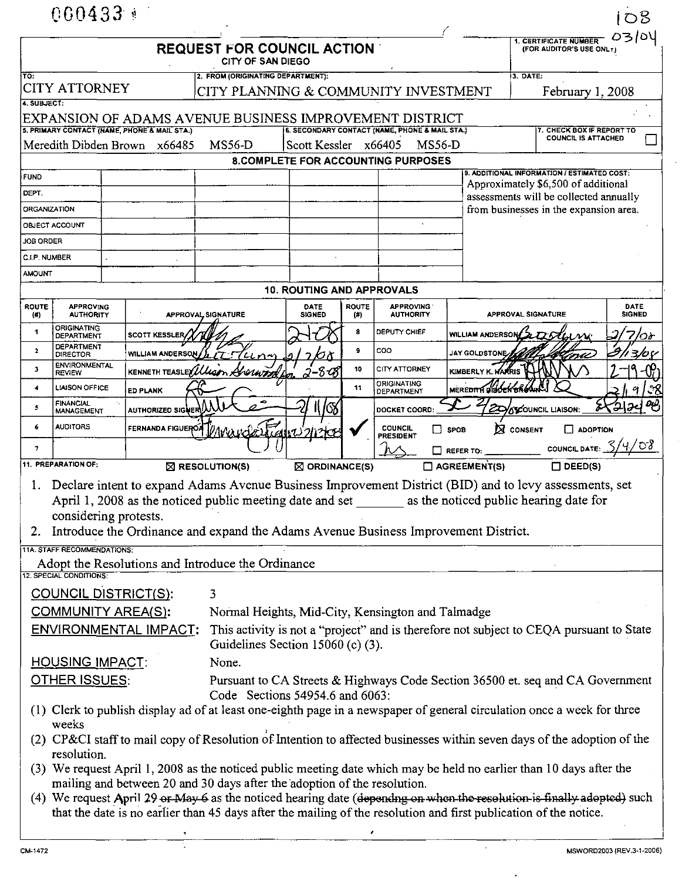000433

108

# REQUEST FOR COUNCIL ACTION

CITY OF SAN DIEGO

1. CERTIFICATE NUMBER (FOR AUDITOR'S USE ONLY): 03/04

| TO: | 2. FROM (ORIGINATING DEPARTMENT): | 3. DATE: |
|---|---|---|
| CITY ATTORNEY | CITY PLANNING & COMMUNITY INVESTMENT | February 1, 2008 |

4. SUBJECT:
EXPANSION OF ADAMS AVENUE BUSINESS IMPROVEMENT DISTRICT

| 5. PRIMARY CONTACT (NAME, PHONE & MAIL STA.) | 6. SECONDARY CONTACT (NAME, PHONE & MAIL STA.) | 7. CHECK BOX IF REPORT TO COUNCIL IS ATTACHED |
|---|---|---|
| Meredith Dibden Brown x66485 MS56-D | Scott Kessler x66405 MS56-D | ☐ |

## 8. COMPLETE FOR ACCOUNTING PURPOSES

| | | | | | | 9. ADDITIONAL INFORMATION / ESTIMATED COST: |
|---|---|---|---|---|---|---|
| FUND | | | | | | Approximately $6,500 of additional assessments will be collected annually from businesses in the expansion area. |
| DEPT. | | | | | | |
| ORGANIZATION | | | | | | |
| OBJECT ACCOUNT | | | | | | |
| JOB ORDER | | | | | | |
| C.I.P. NUMBER | | | | | | |
| AMOUNT | | | | | | |

## 10. ROUTING AND APPROVALS

| ROUTE (#) | APPROVING AUTHORITY | APPROVAL SIGNATURE | DATE SIGNED | ROUTE (#) | APPROVING AUTHORITY | APPROVAL SIGNATURE | DATE SIGNED |
|---|---|---|---|---|---|---|---|
| 1 | ORIGINATING DEPARTMENT | SCOTT KESSLER | 2-7-08 | 8 | DEPUTY CHIEF | WILLIAM ANDERSON | 2/7/08 |
| 2 | DEPARTMENT DIRECTOR | WILLIAM ANDERSON | 2/7/08 | 9 | COO | JAY GOLDSTONE | 2/13/08 |
| 3 | ENVIRONMENTAL REVIEW | KENNETH TEASLEY Allison Sherwood for | 2-8-08 | 10 | CITY ATTORNEY | KIMBERLY K. HARRIS | 2-19-08 |
| 4 | LIAISON OFFICE | ED PLANK | | 11 | ORIGINATING DEPARTMENT | MEREDITH DIBDEN BROWN | 2/19/08 |
| 5 | FINANCIAL MANAGEMENT | AUTHORIZED SIGNER | 2/11/08 | | DOCKET COORD: 2/20/08 | COUNCIL LIAISON: | 2/24/08 |
| 6 | AUDITORS | FERNANDA FIGUEROA | 2/12/08 | ✓ | COUNCIL PRESIDENT | ☐ SPOB ☒ CONSENT ☐ ADOPTION | |
| 7 | | | | | | ☐ REFER TO: ______ COUNCIL DATE: 3/4/08 | |

11. PREPARATION OF: ☒ RESOLUTION(S) ☒ ORDINANCE(S) ☐ AGREEMENT(S) ☐ DEED(S)

1. Declare intent to expand Adams Avenue Business Improvement District (BID) and to levy assessments, set April 1, 2008 as the noticed public meeting date and set _______ as the noticed public hearing date for considering protests.
2. Introduce the Ordinance and expand the Adams Avenue Business Improvement District.

11A. STAFF RECOMMENDATIONS:

Adopt the Resolutions and Introduce the Ordinance

12. SPECIAL CONDITIONS:

COUNCIL DISTRICT(S): 3

COMMUNITY AREA(S): Normal Heights, Mid-City, Kensington and Talmadge

ENVIRONMENTAL IMPACT: This activity is not a "project" and is therefore not subject to CEQA pursuant to State Guidelines Section 15060 (c) (3).

HOUSING IMPACT: None.

OTHER ISSUES: Pursuant to CA Streets & Highways Code Section 36500 et. seq and CA Government Code Sections 54954.6 and 6063:

(1) Clerk to publish display ad of at least one-eighth page in a newspaper of general circulation once a week for three weeks
(2) CP&CI staff to mail copy of Resolution of Intention to affected businesses within seven days of the adoption of the resolution.
(3) We request April 1, 2008 as the noticed public meeting date which may be held no earlier than 10 days after the mailing and between 20 and 30 days after the adoption of the resolution.
(4) We request April 29 ~~or May 6~~ as the noticed hearing date (~~dependng on when the resolution is finally adopted~~) such that the date is no earlier than 45 days after the mailing of the resolution and first publication of the notice.

CM-1472 MSWORD2003 (REV.3-1-2006)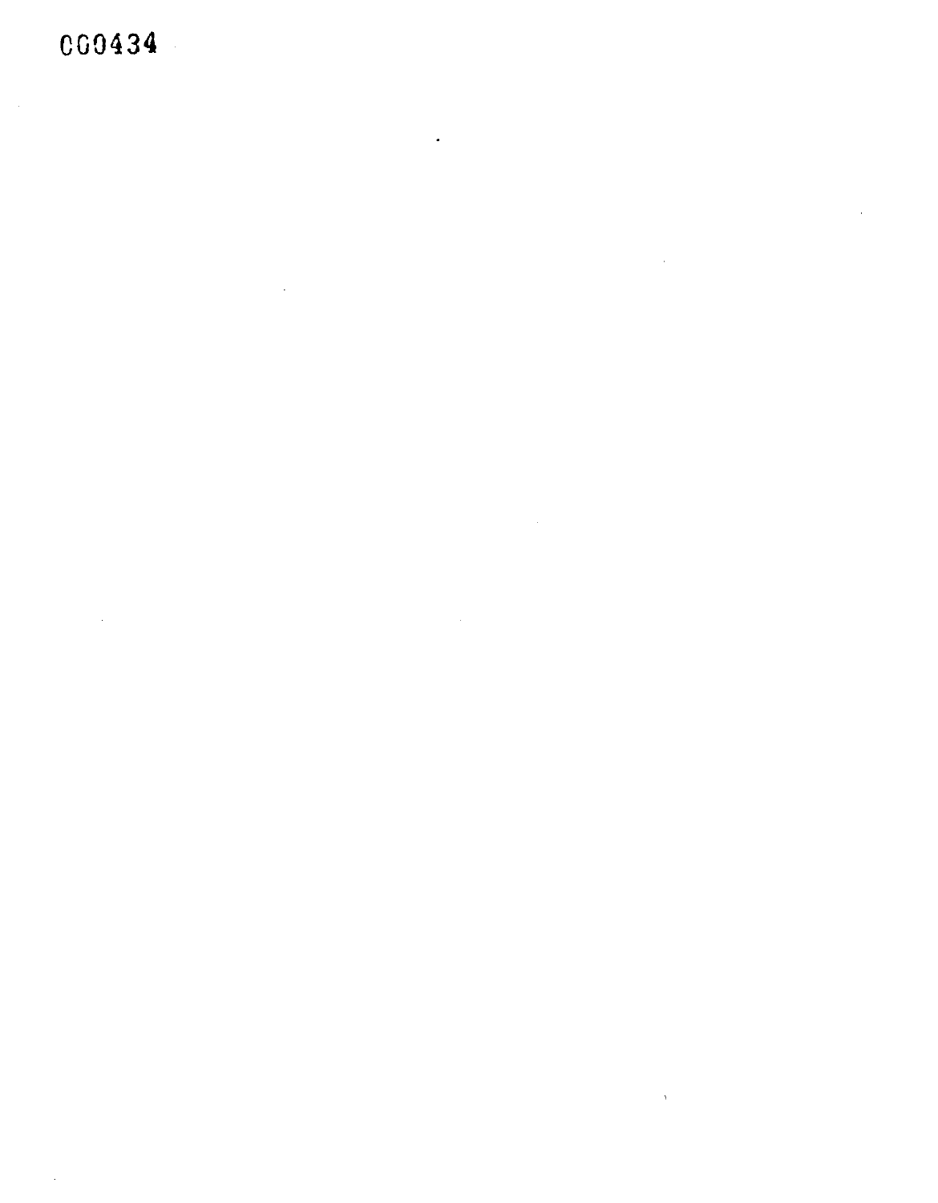C00434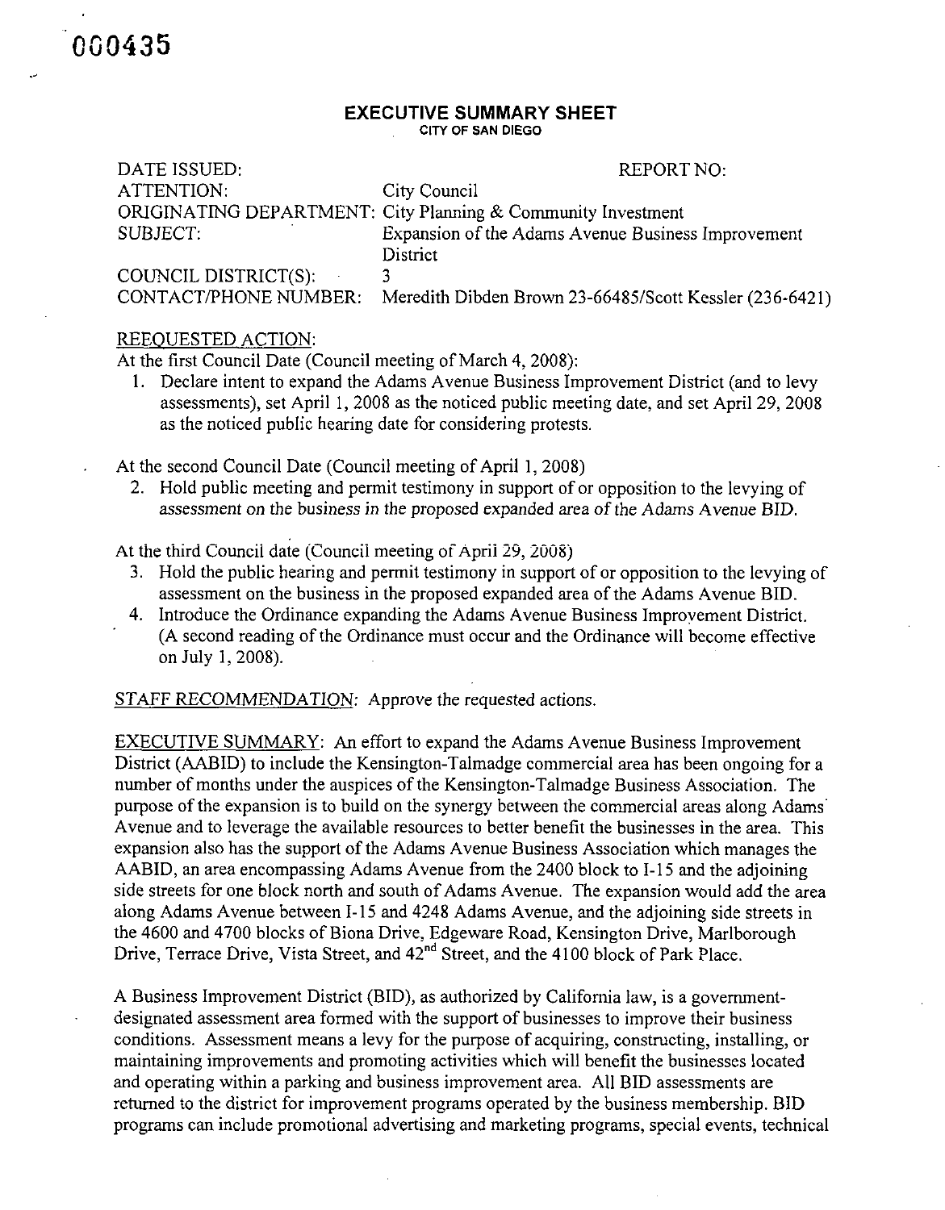000435

# EXECUTIVE SUMMARY SHEET

CITY OF SAN DIEGO

| | |
|---|---|
| DATE ISSUED: | REPORT NO: |
| ATTENTION: | City Council |
| ORIGINATING DEPARTMENT: | City Planning & Community Investment |
| SUBJECT: | Expansion of the Adams Avenue Business Improvement District |
| COUNCIL DISTRICT(S): | 3 |
| CONTACT/PHONE NUMBER: | Meredith Dibden Brown 23-66485/Scott Kessler (236-6421) |

REEQUESTED ACTION:

At the first Council Date (Council meeting of March 4, 2008):

1. Declare intent to expand the Adams Avenue Business Improvement District (and to levy assessments), set April 1, 2008 as the noticed public meeting date, and set April 29, 2008 as the noticed public hearing date for considering protests.

At the second Council Date (Council meeting of April 1, 2008)

2. Hold public meeting and permit testimony in support of or opposition to the levying of assessment on the business in the proposed expanded area of the Adams Avenue BID.

At the third Council date (Council meeting of April 29, 2008)

3. Hold the public hearing and permit testimony in support of or opposition to the levying of assessment on the business in the proposed expanded area of the Adams Avenue BID.
4. Introduce the Ordinance expanding the Adams Avenue Business Improvement District. (A second reading of the Ordinance must occur and the Ordinance will become effective on July 1, 2008).

STAFF RECOMMENDATION: Approve the requested actions.

EXECUTIVE SUMMARY: An effort to expand the Adams Avenue Business Improvement District (AABID) to include the Kensington-Talmadge commercial area has been ongoing for a number of months under the auspices of the Kensington-Talmadge Business Association. The purpose of the expansion is to build on the synergy between the commercial areas along Adams Avenue and to leverage the available resources to better benefit the businesses in the area. This expansion also has the support of the Adams Avenue Business Association which manages the AABID, an area encompassing Adams Avenue from the 2400 block to I-15 and the adjoining side streets for one block north and south of Adams Avenue. The expansion would add the area along Adams Avenue between I-15 and 4248 Adams Avenue, and the adjoining side streets in the 4600 and 4700 blocks of Biona Drive, Edgeware Road, Kensington Drive, Marlborough Drive, Terrace Drive, Vista Street, and 42nd Street, and the 4100 block of Park Place.

A Business Improvement District (BID), as authorized by California law, is a government-designated assessment area formed with the support of businesses to improve their business conditions. Assessment means a levy for the purpose of acquiring, constructing, installing, or maintaining improvements and promoting activities which will benefit the businesses located and operating within a parking and business improvement area. All BID assessments are returned to the district for improvement programs operated by the business membership. BID programs can include promotional advertising and marketing programs, special events, technical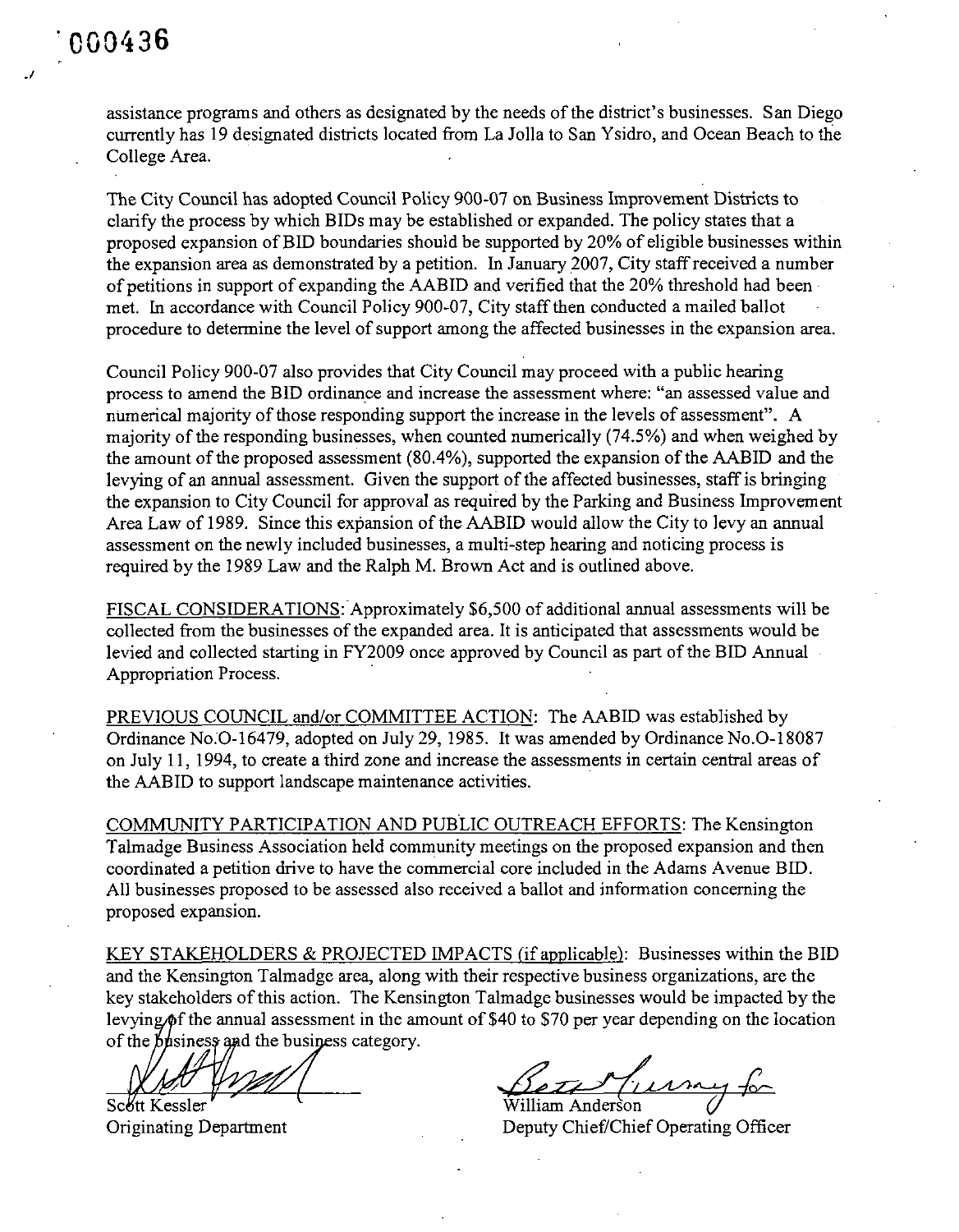assistance programs and others as designated by the needs of the district's businesses. San Diego currently has 19 designated districts located from La Jolla to San Ysidro, and Ocean Beach to the College Area.

The City Council has adopted Council Policy 900-07 on Business Improvement Districts to clarify the process by which BIDs may be established or expanded. The policy states that a proposed expansion of BID boundaries should be supported by 20% of eligible businesses within the expansion area as demonstrated by a petition. In January 2007, City staff received a number of petitions in support of expanding the AABID and verified that the 20% threshold had been met. In accordance with Council Policy 900-07, City staff then conducted a mailed ballot procedure to determine the level of support among the affected businesses in the expansion area.

Council Policy 900-07 also provides that City Council may proceed with a public hearing process to amend the BID ordinance and increase the assessment where: "an assessed value and numerical majority of those responding support the increase in the levels of assessment". A majority of the responding businesses, when counted numerically (74.5%) and when weighed by the amount of the proposed assessment (80.4%), supported the expansion of the AABID and the levying of an annual assessment. Given the support of the affected businesses, staff is bringing the expansion to City Council for approval as required by the Parking and Business Improvement Area Law of 1989. Since this expansion of the AABID would allow the City to levy an annual assessment on the newly included businesses, a multi-step hearing and noticing process is required by the 1989 Law and the Ralph M. Brown Act and is outlined above.

FISCAL CONSIDERATIONS: Approximately $6,500 of additional annual assessments will be collected from the businesses of the expanded area. It is anticipated that assessments would be levied and collected starting in FY2009 once approved by Council as part of the BID Annual Appropriation Process.

PREVIOUS COUNCIL and/or COMMITTEE ACTION: The AABID was established by Ordinance No.O-16479, adopted on July 29, 1985. It was amended by Ordinance No.O-18087 on July 11, 1994, to create a third zone and increase the assessments in certain central areas of the AABID to support landscape maintenance activities.

COMMUNITY PARTICIPATION AND PUBLIC OUTREACH EFFORTS: The Kensington Talmadge Business Association held community meetings on the proposed expansion and then coordinated a petition drive to have the commercial core included in the Adams Avenue BID. All businesses proposed to be assessed also received a ballot and information concerning the proposed expansion.

KEY STAKEHOLDERS & PROJECTED IMPACTS (if applicable): Businesses within the BID and the Kensington Talmadge area, along with their respective business organizations, are the key stakeholders of this action. The Kensington Talmadge businesses would be impacted by the levying of the annual assessment in the amount of $40 to $70 per year depending on the location of the business and the business category.

Scott Kessler
Originating Department

William Anderson
Deputy Chief/Chief Operating Officer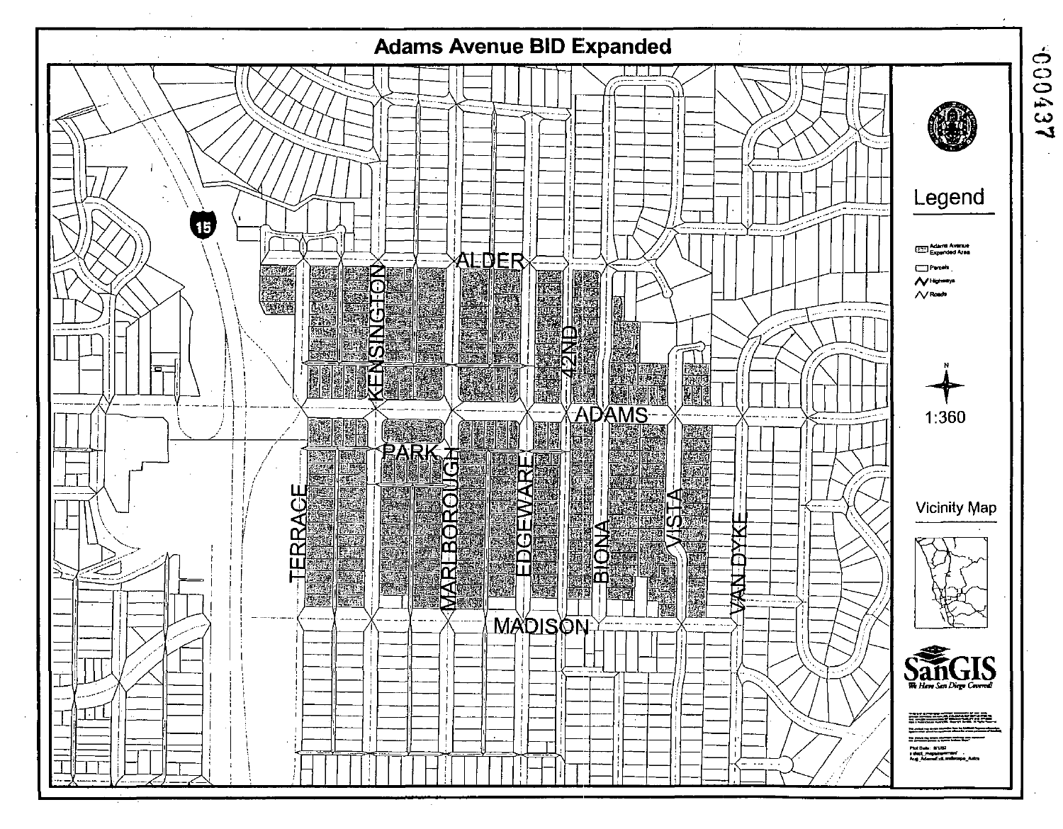# Adams Avenue BID Expanded

ALDER

KENSINGTON

42ND

ADAMS

PARK

TERRACE

MARLBOROUGH

EDGEWARE

BIONA

VISTA

VAN DYKE

MADISON

15

Legend

Adams Avenue Expanded Area

Parcels

Highways

Roads

N

1:360

Vicinity Map

SanGIS

We Have San Diego Covered!

000437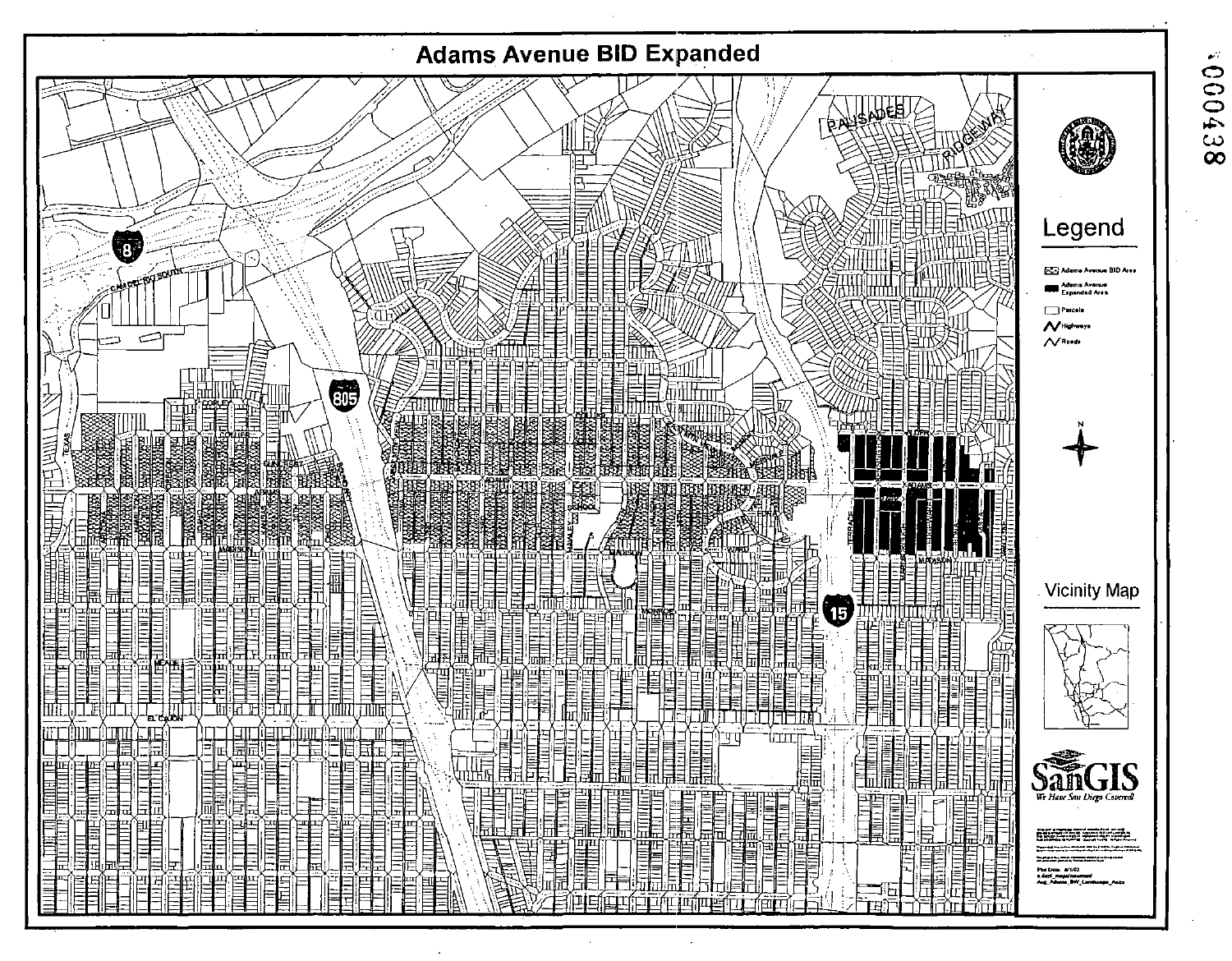# Adams Avenue BID Expanded

## Legend

- Adams Avenue BID Area
- Adams Avenue Expanded Area
- Parcels
- Highways
- Roads

Vicinity Map

SanGIS

*We Have San Diego Covered*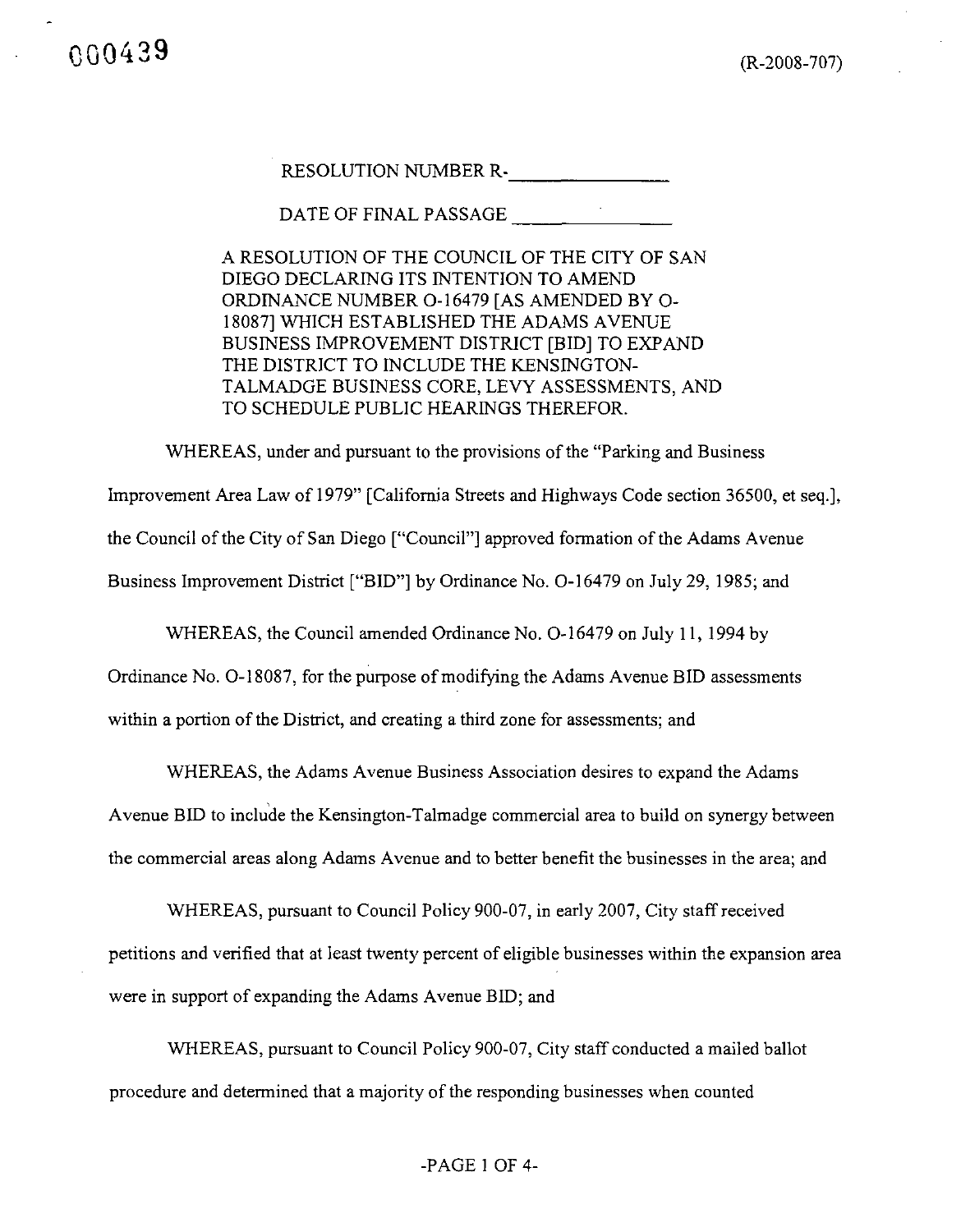RESOLUTION NUMBER R-_______________

DATE OF FINAL PASSAGE _______________

A RESOLUTION OF THE COUNCIL OF THE CITY OF SAN DIEGO DECLARING ITS INTENTION TO AMEND ORDINANCE NUMBER O-16479 [AS AMENDED BY O-18087] WHICH ESTABLISHED THE ADAMS AVENUE BUSINESS IMPROVEMENT DISTRICT [BID] TO EXPAND THE DISTRICT TO INCLUDE THE KENSINGTON-TALMADGE BUSINESS CORE, LEVY ASSESSMENTS, AND TO SCHEDULE PUBLIC HEARINGS THEREFOR.

WHEREAS, under and pursuant to the provisions of the "Parking and Business Improvement Area Law of 1979" [California Streets and Highways Code section 36500, et seq.], the Council of the City of San Diego ["Council"] approved formation of the Adams Avenue Business Improvement District ["BID"] by Ordinance No. O-16479 on July 29, 1985; and

WHEREAS, the Council amended Ordinance No. O-16479 on July 11, 1994 by Ordinance No. O-18087, for the purpose of modifying the Adams Avenue BID assessments within a portion of the District, and creating a third zone for assessments; and

WHEREAS, the Adams Avenue Business Association desires to expand the Adams Avenue BID to include the Kensington-Talmadge commercial area to build on synergy between the commercial areas along Adams Avenue and to better benefit the businesses in the area; and

WHEREAS, pursuant to Council Policy 900-07, in early 2007, City staff received petitions and verified that at least twenty percent of eligible businesses within the expansion area were in support of expanding the Adams Avenue BID; and

WHEREAS, pursuant to Council Policy 900-07, City staff conducted a mailed ballot procedure and determined that a majority of the responding businesses when counted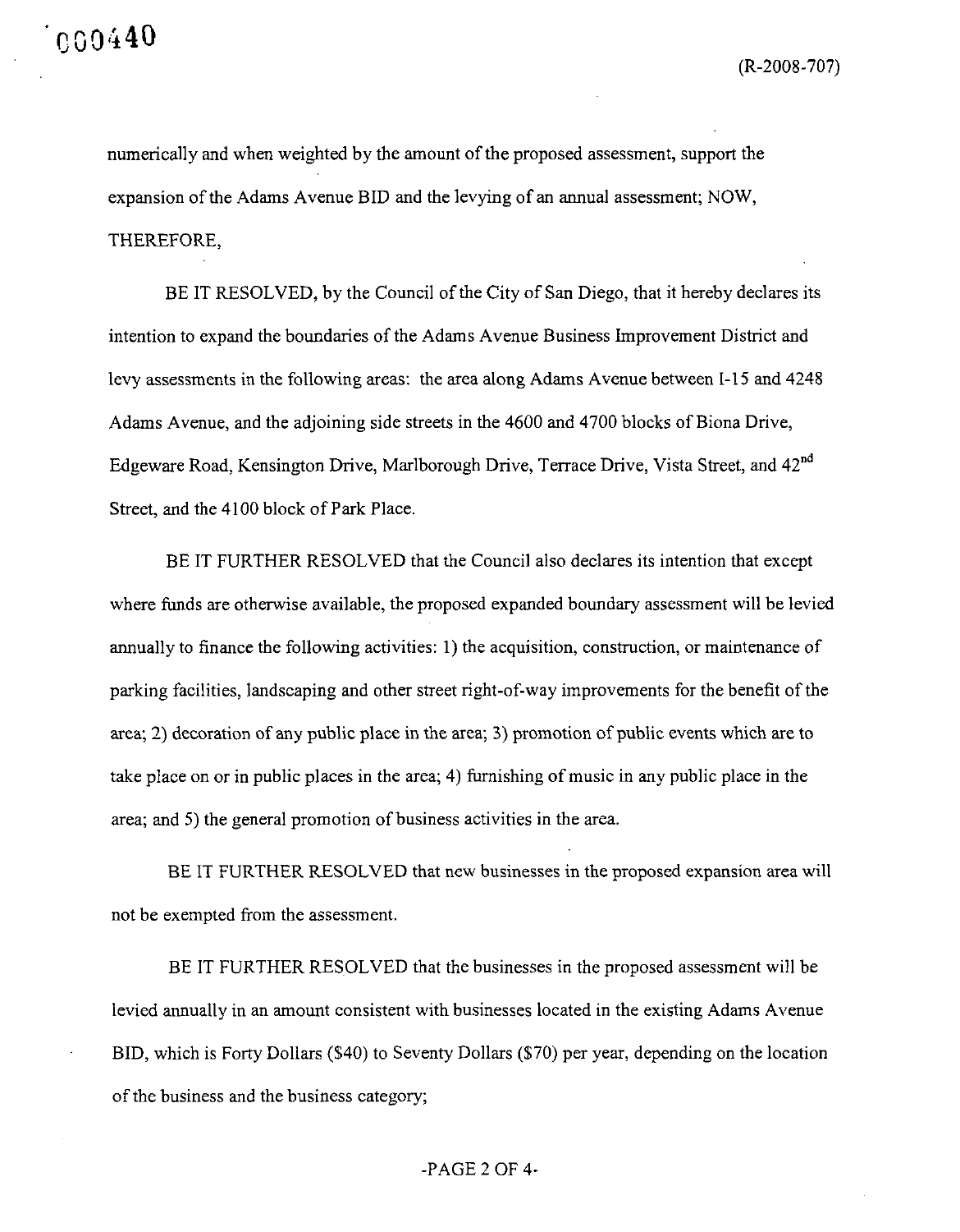numerically and when weighted by the amount of the proposed assessment, support the expansion of the Adams Avenue BID and the levying of an annual assessment; NOW, THEREFORE,

BE IT RESOLVED, by the Council of the City of San Diego, that it hereby declares its intention to expand the boundaries of the Adams Avenue Business Improvement District and levy assessments in the following areas: the area along Adams Avenue between I-15 and 4248 Adams Avenue, and the adjoining side streets in the 4600 and 4700 blocks of Biona Drive, Edgeware Road, Kensington Drive, Marlborough Drive, Terrace Drive, Vista Street, and 42nd Street, and the 4100 block of Park Place.

BE IT FURTHER RESOLVED that the Council also declares its intention that except where funds are otherwise available, the proposed expanded boundary assessment will be levied annually to finance the following activities: 1) the acquisition, construction, or maintenance of parking facilities, landscaping and other street right-of-way improvements for the benefit of the area; 2) decoration of any public place in the area; 3) promotion of public events which are to take place on or in public places in the area; 4) furnishing of music in any public place in the area; and 5) the general promotion of business activities in the area.

BE IT FURTHER RESOLVED that new businesses in the proposed expansion area will not be exempted from the assessment.

BE IT FURTHER RESOLVED that the businesses in the proposed assessment will be levied annually in an amount consistent with businesses located in the existing Adams Avenue BID, which is Forty Dollars ($40) to Seventy Dollars ($70) per year, depending on the location of the business and the business category;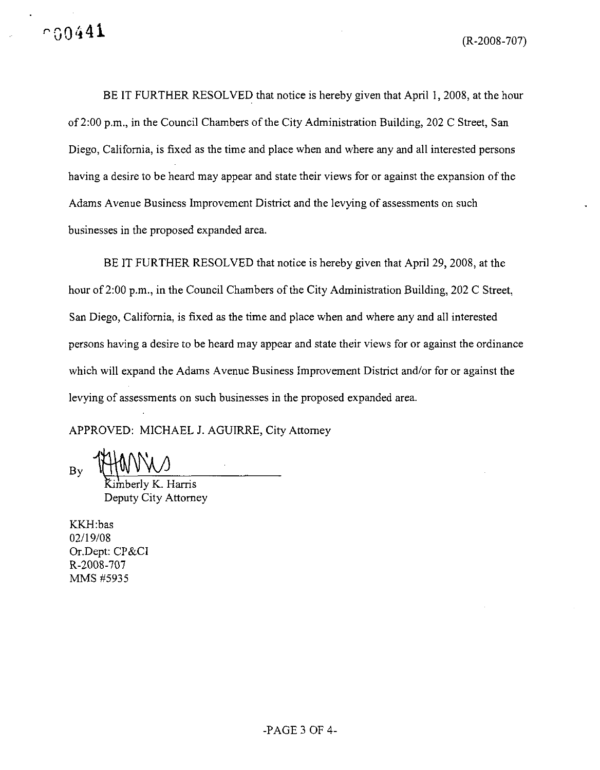BE IT FURTHER RESOLVED that notice is hereby given that April 1, 2008, at the hour of 2:00 p.m., in the Council Chambers of the City Administration Building, 202 C Street, San Diego, California, is fixed as the time and place when and where any and all interested persons having a desire to be heard may appear and state their views for or against the expansion of the Adams Avenue Business Improvement District and the levying of assessments on such businesses in the proposed expanded area.

BE IT FURTHER RESOLVED that notice is hereby given that April 29, 2008, at the hour of 2:00 p.m., in the Council Chambers of the City Administration Building, 202 C Street, San Diego, California, is fixed as the time and place when and where any and all interested persons having a desire to be heard may appear and state their views for or against the ordinance which will expand the Adams Avenue Business Improvement District and/or for or against the levying of assessments on such businesses in the proposed expanded area.

APPROVED: MICHAEL J. AGUIRRE, City Attorney

By ______________________
Kimberly K. Harris
Deputy City Attorney

KKH:bas
02/19/08
Or.Dept: CP&CI
R-2008-707
MMS #5935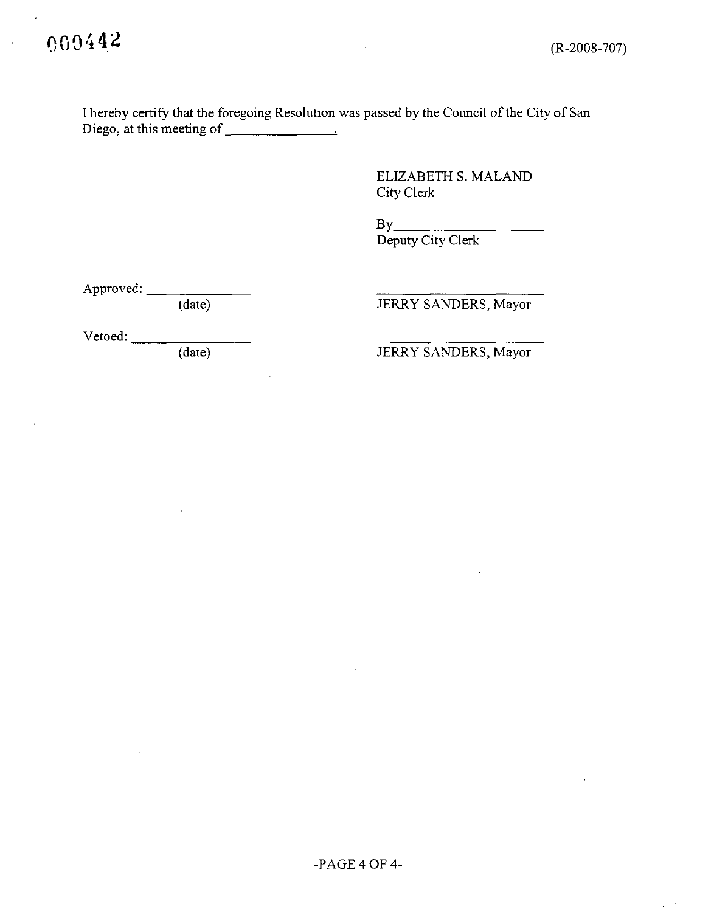I hereby certify that the foregoing Resolution was passed by the Council of the City of San Diego, at this meeting of \_\_\_\_\_\_\_\_\_\_\_\_\_\_\_.

ELIZABETH S. MALAND
City Clerk

By\_\_\_\_\_\_\_\_\_\_\_\_\_\_\_\_\_\_\_\_
Deputy City Clerk

Approved: \_\_\_\_\_\_\_\_\_\_\_\_\_ (date)

\_\_\_\_\_\_\_\_\_\_\_\_\_\_\_\_\_\_\_\_\_\_
JERRY SANDERS, Mayor

Vetoed: \_\_\_\_\_\_\_\_\_\_\_\_\_\_\_ (date)

\_\_\_\_\_\_\_\_\_\_\_\_\_\_\_\_\_\_\_\_\_\_
JERRY SANDERS, Mayor